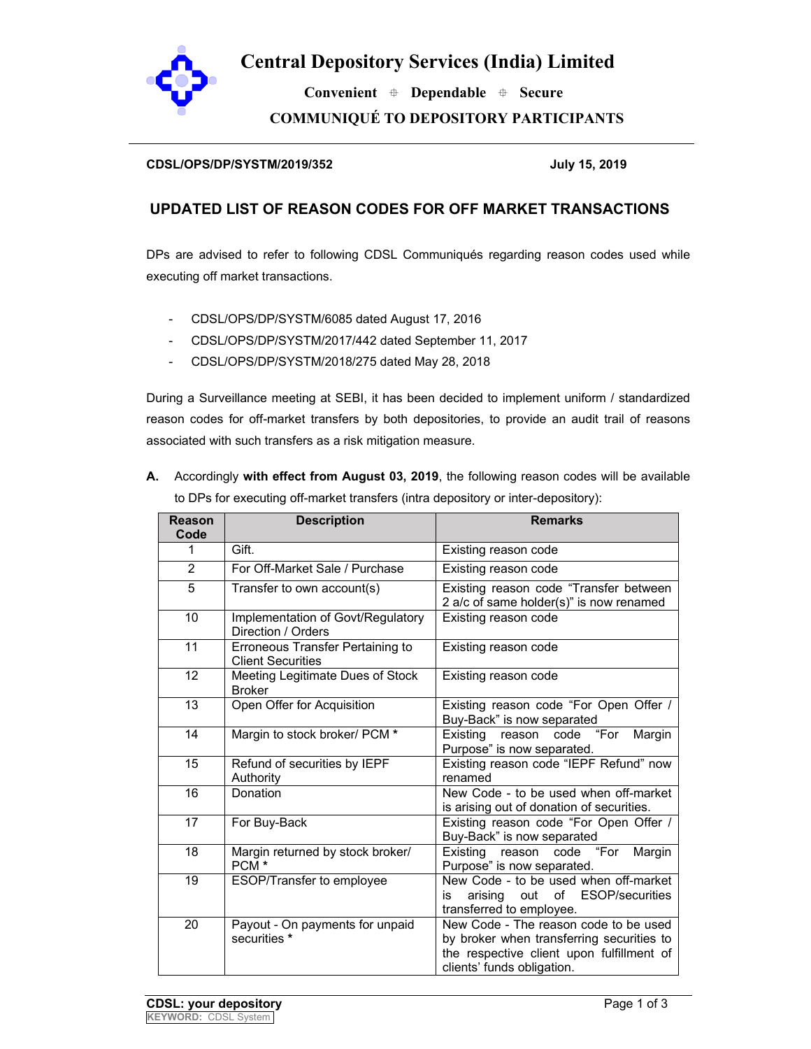# Central Depository Services (India) Limited

**Convenient ⌖ Dependable ⌖ Secure**

**COMMUNIQUÉ TO DEPOSITORY PARTICIPANTS**

**CDSL/OPS/DP/SYSTM/2019/352** **July 15, 2019**

## UPDATED LIST OF REASON CODES FOR OFF MARKET TRANSACTIONS

DPs are advised to refer to following CDSL Communiqués regarding reason codes used while executing off market transactions.

- CDSL/OPS/DP/SYSTM/6085 dated August 17, 2016
- CDSL/OPS/DP/SYSTM/2017/442 dated September 11, 2017
- CDSL/OPS/DP/SYSTM/2018/275 dated May 28, 2018

During a Surveillance meeting at SEBI, it has been decided to implement uniform / standardized reason codes for off-market transfers by both depositories, to provide an audit trail of reasons associated with such transfers as a risk mitigation measure.

**A.** Accordingly **with effect from August 03, 2019**, the following reason codes will be available to DPs for executing off-market transfers (intra depository or inter-depository):

| Reason Code | Description | Remarks |
|---|---|---|
| 1 | Gift. | Existing reason code |
| 2 | For Off-Market Sale / Purchase | Existing reason code |
| 5 | Transfer to own account(s) | Existing reason code "Transfer between 2 a/c of same holder(s)" is now renamed |
| 10 | Implementation of Govt/Regulatory Direction / Orders | Existing reason code |
| 11 | Erroneous Transfer Pertaining to Client Securities | Existing reason code |
| 12 | Meeting Legitimate Dues of Stock Broker | Existing reason code |
| 13 | Open Offer for Acquisition | Existing reason code "For Open Offer / Buy-Back" is now separated |
| 14 | Margin to stock broker/ PCM * | Existing reason code "For Margin Purpose" is now separated. |
| 15 | Refund of securities by IEPF Authority | Existing reason code "IEPF Refund" now renamed |
| 16 | Donation | New Code - to be used when off-market is arising out of donation of securities. |
| 17 | For Buy-Back | Existing reason code "For Open Offer / Buy-Back" is now separated |
| 18 | Margin returned by stock broker/ PCM * | Existing reason code "For Margin Purpose" is now separated. |
| 19 | ESOP/Transfer to employee | New Code - to be used when off-market is arising out of ESOP/securities transferred to employee. |
| 20 | Payout - On payments for unpaid securities * | New Code - The reason code to be used by broker when transferring securities to the respective client upon fulfillment of clients' funds obligation. |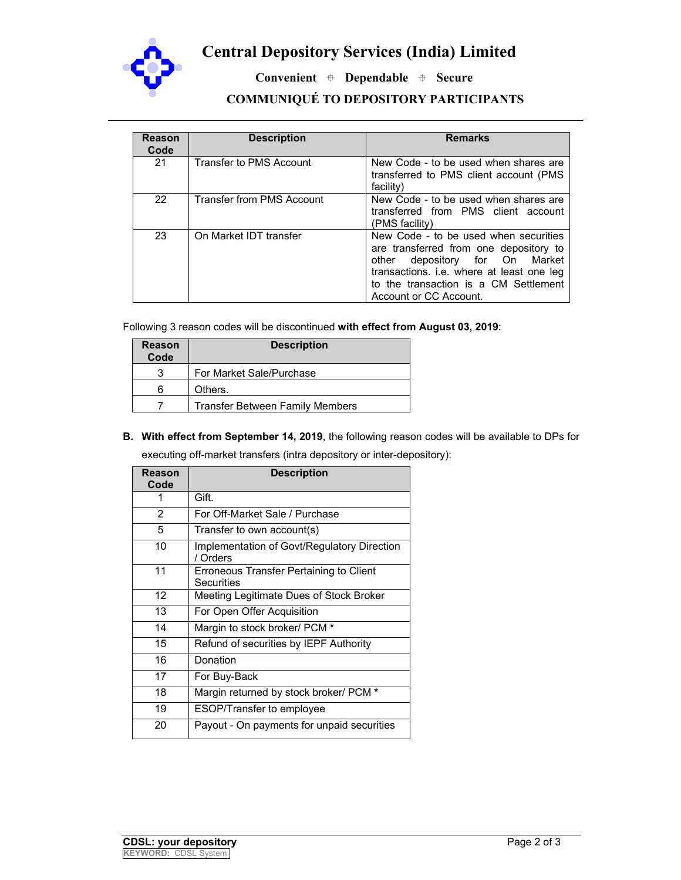| Reason Code | Description | Remarks |
|---|---|---|
| 21 | Transfer to PMS Account | New Code - to be used when shares are transferred to PMS client account (PMS facility) |
| 22 | Transfer from PMS Account | New Code - to be used when shares are transferred from PMS client account (PMS facility) |
| 23 | On Market IDT transfer | New Code - to be used when securities are transferred from one depository to other depository for On Market transactions. i.e. where at least one leg to the transaction is a CM Settlement Account or CC Account. |

Following 3 reason codes will be discontinued **with effect from August 03, 2019**:

| Reason Code | Description |
|---|---|
| 3 | For Market Sale/Purchase |
| 6 | Others. |
| 7 | Transfer Between Family Members |

**B. With effect from September 14, 2019**, the following reason codes will be available to DPs for executing off-market transfers (intra depository or inter-depository):

| Reason Code | Description |
|---|---|
| 1 | Gift. |
| 2 | For Off-Market Sale / Purchase |
| 5 | Transfer to own account(s) |
| 10 | Implementation of Govt/Regulatory Direction / Orders |
| 11 | Erroneous Transfer Pertaining to Client Securities |
| 12 | Meeting Legitimate Dues of Stock Broker |
| 13 | For Open Offer Acquisition |
| 14 | Margin to stock broker/ PCM * |
| 15 | Refund of securities by IEPF Authority |
| 16 | Donation |
| 17 | For Buy-Back |
| 18 | Margin returned by stock broker/ PCM * |
| 19 | ESOP/Transfer to employee |
| 20 | Payout - On payments for unpaid securities |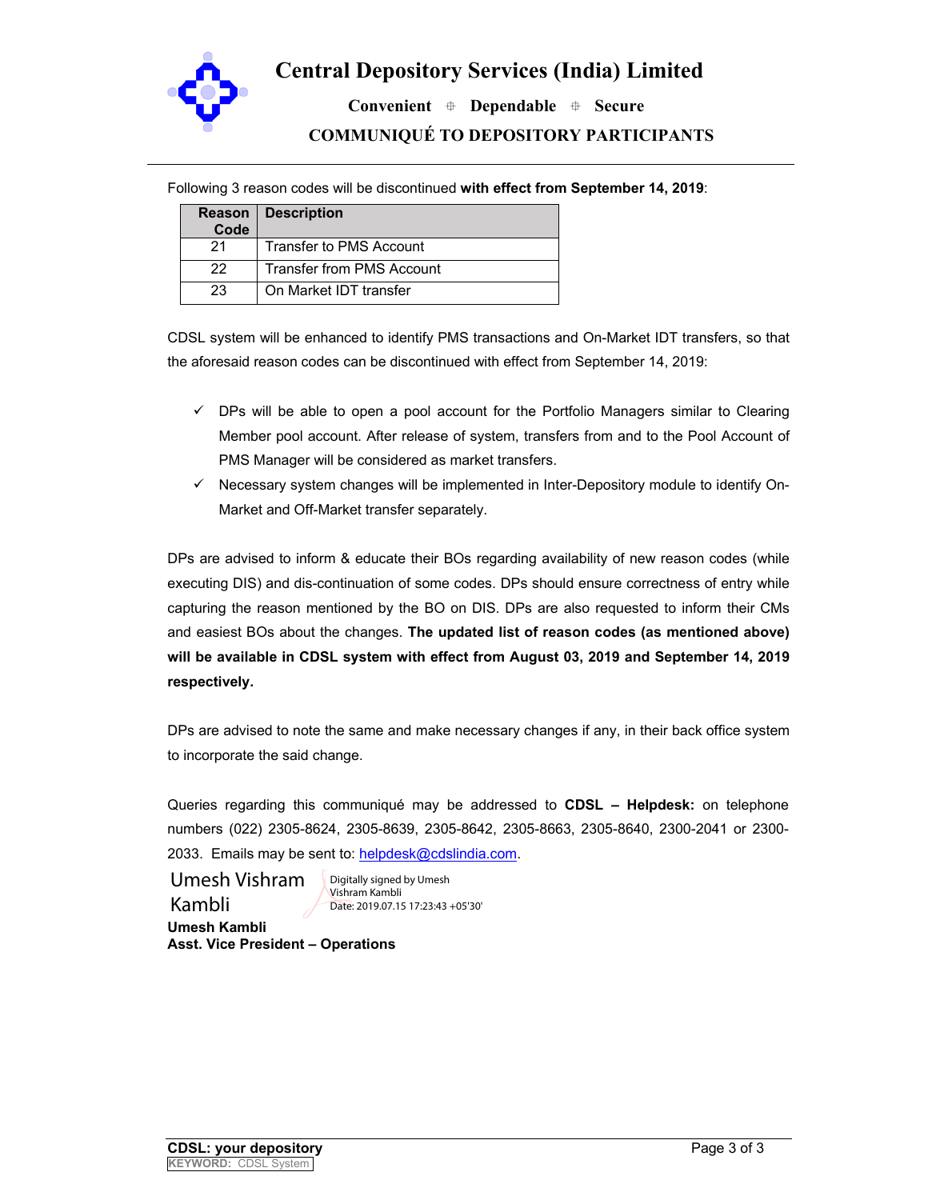Following 3 reason codes will be discontinued **with effect from September 14, 2019**:

| Reason Code | Description |
|---|---|
| 21 | Transfer to PMS Account |
| 22 | Transfer from PMS Account |
| 23 | On Market IDT transfer |

CDSL system will be enhanced to identify PMS transactions and On-Market IDT transfers, so that the aforesaid reason codes can be discontinued with effect from September 14, 2019:

- ✓ DPs will be able to open a pool account for the Portfolio Managers similar to Clearing Member pool account. After release of system, transfers from and to the Pool Account of PMS Manager will be considered as market transfers.
- ✓ Necessary system changes will be implemented in Inter-Depository module to identify On-Market and Off-Market transfer separately.

DPs are advised to inform & educate their BOs regarding availability of new reason codes (while executing DIS) and dis-continuation of some codes. DPs should ensure correctness of entry while capturing the reason mentioned by the BO on DIS. DPs are also requested to inform their CMs and easiest BOs about the changes. **The updated list of reason codes (as mentioned above) will be available in CDSL system with effect from August 03, 2019 and September 14, 2019 respectively.**

DPs are advised to note the same and make necessary changes if any, in their back office system to incorporate the said change.

Queries regarding this communiqué may be addressed to **CDSL – Helpdesk:** on telephone numbers (022) 2305-8624, 2305-8639, 2305-8642, 2305-8663, 2305-8640, 2300-2041 or 2300-2033. Emails may be sent to: helpdesk@cdslindia.com.

Umesh Vishram Kambli

Digitally signed by Umesh Vishram Kambli
Date: 2019.07.15 17:23:43 +05'30'

**Umesh Kambli**
**Asst. Vice President – Operations**

**KEYWORD:** CDSL System